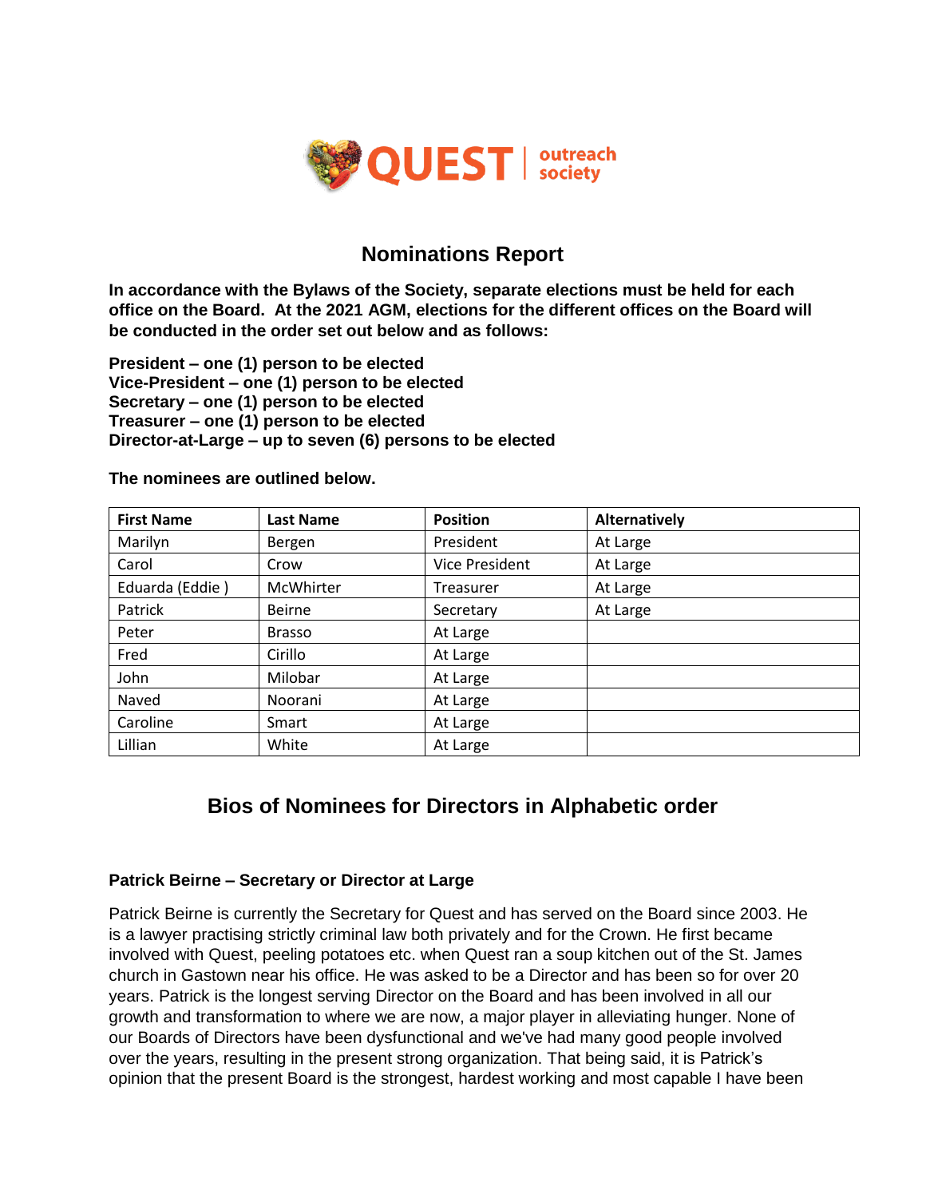QUEST | outreach society

## Nominations Report

**In accordance with the Bylaws of the Society, separate elections must be held for each office on the Board. At the 2021 AGM, elections for the different offices on the Board will be conducted in the order set out below and as follows:**

**President – one (1) person to be elected**
**Vice-President – one (1) person to be elected**
**Secretary – one (1) person to be elected**
**Treasurer – one (1) person to be elected**
**Director-at-Large – up to seven (6) persons to be elected**

**The nominees are outlined below.**

| First Name | Last Name | Position | Alternatively |
|---|---|---|---|
| Marilyn | Bergen | President | At Large |
| Carol | Crow | Vice President | At Large |
| Eduarda (Eddie ) | McWhirter | Treasurer | At Large |
| Patrick | Beirne | Secretary | At Large |
| Peter | Brasso | At Large | |
| Fred | Cirillo | At Large | |
| John | Milobar | At Large | |
| Naved | Noorani | At Large | |
| Caroline | Smart | At Large | |
| Lillian | White | At Large | |

## Bios of Nominees for Directors in Alphabetic order

### Patrick Beirne – Secretary or Director at Large

Patrick Beirne is currently the Secretary for Quest and has served on the Board since 2003. He is a lawyer practising strictly criminal law both privately and for the Crown. He first became involved with Quest, peeling potatoes etc. when Quest ran a soup kitchen out of the St. James church in Gastown near his office. He was asked to be a Director and has been so for over 20 years. Patrick is the longest serving Director on the Board and has been involved in all our growth and transformation to where we are now, a major player in alleviating hunger. None of our Boards of Directors have been dysfunctional and we've had many good people involved over the years, resulting in the present strong organization. That being said, it is Patrick's opinion that the present Board is the strongest, hardest working and most capable I have been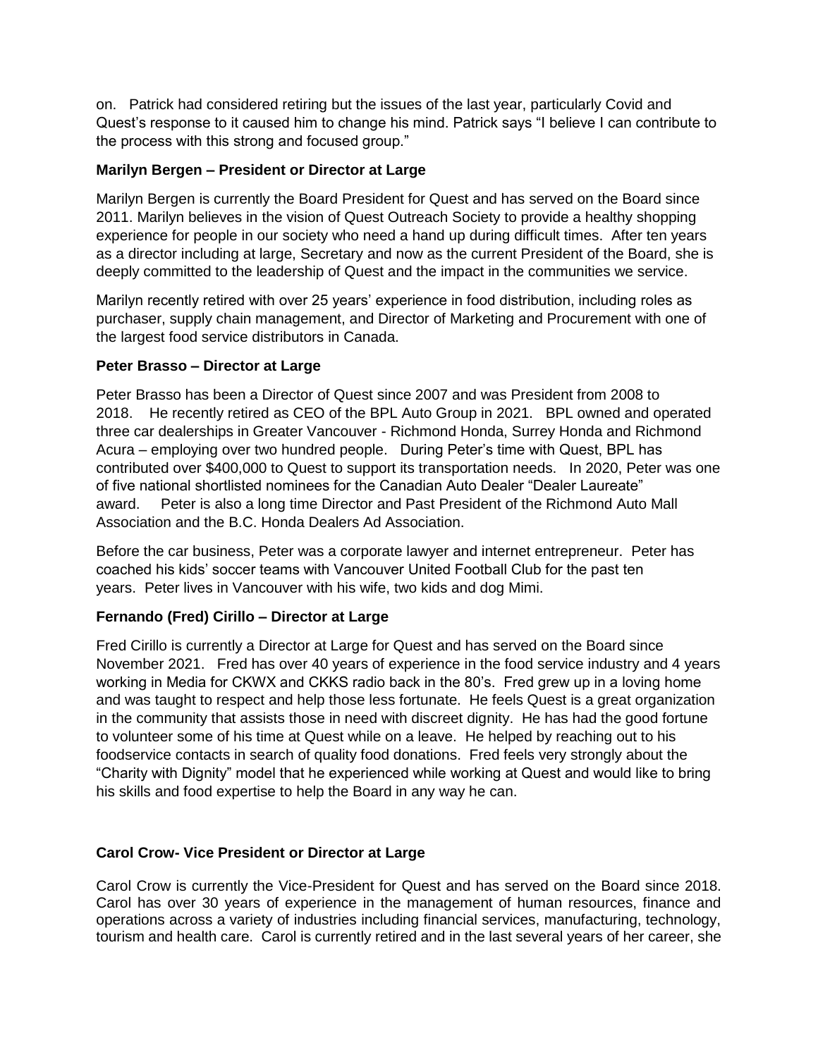on. Patrick had considered retiring but the issues of the last year, particularly Covid and Quest's response to it caused him to change his mind. Patrick says "I believe I can contribute to the process with this strong and focused group."

**Marilyn Bergen – President or Director at Large**

Marilyn Bergen is currently the Board President for Quest and has served on the Board since 2011. Marilyn believes in the vision of Quest Outreach Society to provide a healthy shopping experience for people in our society who need a hand up during difficult times. After ten years as a director including at large, Secretary and now as the current President of the Board, she is deeply committed to the leadership of Quest and the impact in the communities we service.

Marilyn recently retired with over 25 years' experience in food distribution, including roles as purchaser, supply chain management, and Director of Marketing and Procurement with one of the largest food service distributors in Canada.

**Peter Brasso – Director at Large**

Peter Brasso has been a Director of Quest since 2007 and was President from 2008 to 2018. He recently retired as CEO of the BPL Auto Group in 2021. BPL owned and operated three car dealerships in Greater Vancouver - Richmond Honda, Surrey Honda and Richmond Acura – employing over two hundred people. During Peter's time with Quest, BPL has contributed over $400,000 to Quest to support its transportation needs. In 2020, Peter was one of five national shortlisted nominees for the Canadian Auto Dealer "Dealer Laureate" award. Peter is also a long time Director and Past President of the Richmond Auto Mall Association and the B.C. Honda Dealers Ad Association.

Before the car business, Peter was a corporate lawyer and internet entrepreneur. Peter has coached his kids' soccer teams with Vancouver United Football Club for the past ten years. Peter lives in Vancouver with his wife, two kids and dog Mimi.

**Fernando (Fred) Cirillo – Director at Large**

Fred Cirillo is currently a Director at Large for Quest and has served on the Board since November 2021. Fred has over 40 years of experience in the food service industry and 4 years working in Media for CKWX and CKKS radio back in the 80's. Fred grew up in a loving home and was taught to respect and help those less fortunate. He feels Quest is a great organization in the community that assists those in need with discreet dignity. He has had the good fortune to volunteer some of his time at Quest while on a leave. He helped by reaching out to his foodservice contacts in search of quality food donations. Fred feels very strongly about the "Charity with Dignity" model that he experienced while working at Quest and would like to bring his skills and food expertise to help the Board in any way he can.

**Carol Crow- Vice President or Director at Large**

Carol Crow is currently the Vice-President for Quest and has served on the Board since 2018. Carol has over 30 years of experience in the management of human resources, finance and operations across a variety of industries including financial services, manufacturing, technology, tourism and health care. Carol is currently retired and in the last several years of her career, she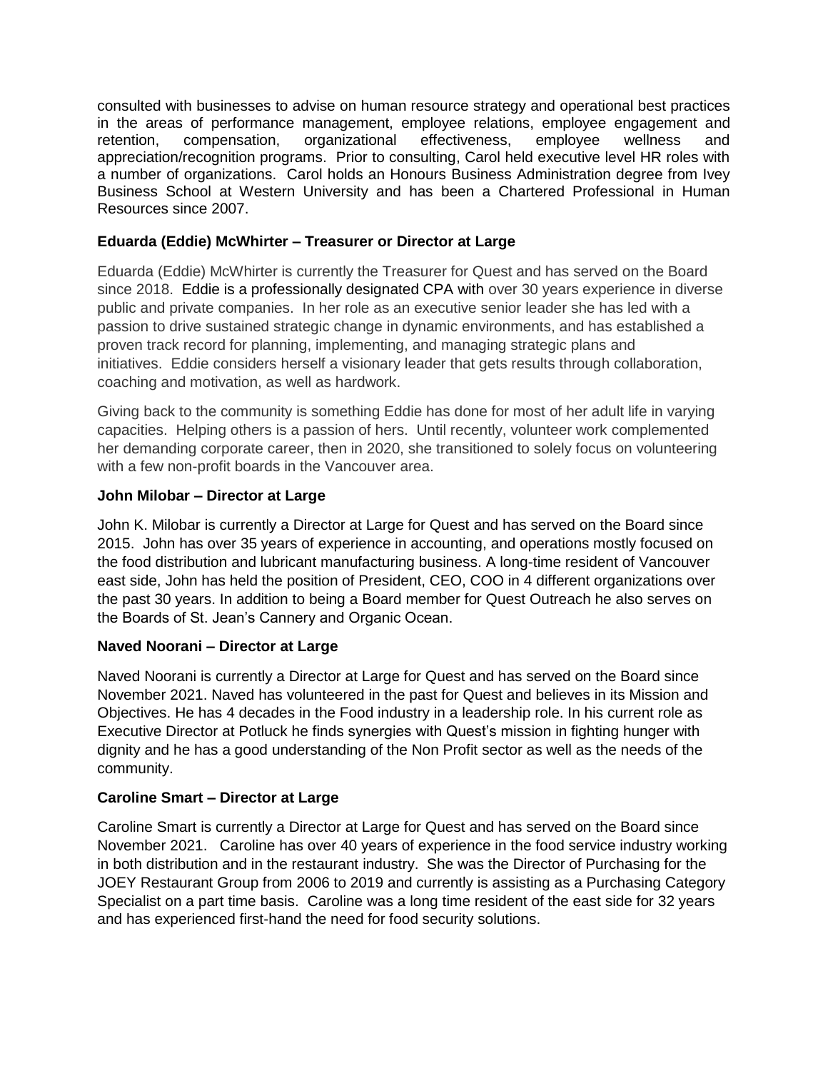consulted with businesses to advise on human resource strategy and operational best practices in the areas of performance management, employee relations, employee engagement and retention, compensation, organizational effectiveness, employee wellness and appreciation/recognition programs. Prior to consulting, Carol held executive level HR roles with a number of organizations. Carol holds an Honours Business Administration degree from Ivey Business School at Western University and has been a Chartered Professional in Human Resources since 2007.

**Eduarda (Eddie) McWhirter – Treasurer or Director at Large**

Eduarda (Eddie) McWhirter is currently the Treasurer for Quest and has served on the Board since 2018. Eddie is a professionally designated CPA with over 30 years experience in diverse public and private companies. In her role as an executive senior leader she has led with a passion to drive sustained strategic change in dynamic environments, and has established a proven track record for planning, implementing, and managing strategic plans and initiatives. Eddie considers herself a visionary leader that gets results through collaboration, coaching and motivation, as well as hardwork.

Giving back to the community is something Eddie has done for most of her adult life in varying capacities. Helping others is a passion of hers. Until recently, volunteer work complemented her demanding corporate career, then in 2020, she transitioned to solely focus on volunteering with a few non-profit boards in the Vancouver area.

**John Milobar – Director at Large**

John K. Milobar is currently a Director at Large for Quest and has served on the Board since 2015. John has over 35 years of experience in accounting, and operations mostly focused on the food distribution and lubricant manufacturing business. A long-time resident of Vancouver east side, John has held the position of President, CEO, COO in 4 different organizations over the past 30 years. In addition to being a Board member for Quest Outreach he also serves on the Boards of St. Jean's Cannery and Organic Ocean.

**Naved Noorani – Director at Large**

Naved Noorani is currently a Director at Large for Quest and has served on the Board since November 2021. Naved has volunteered in the past for Quest and believes in its Mission and Objectives. He has 4 decades in the Food industry in a leadership role. In his current role as Executive Director at Potluck he finds synergies with Quest's mission in fighting hunger with dignity and he has a good understanding of the Non Profit sector as well as the needs of the community.

**Caroline Smart – Director at Large**

Caroline Smart is currently a Director at Large for Quest and has served on the Board since November 2021. Caroline has over 40 years of experience in the food service industry working in both distribution and in the restaurant industry. She was the Director of Purchasing for the JOEY Restaurant Group from 2006 to 2019 and currently is assisting as a Purchasing Category Specialist on a part time basis. Caroline was a long time resident of the east side for 32 years and has experienced first-hand the need for food security solutions.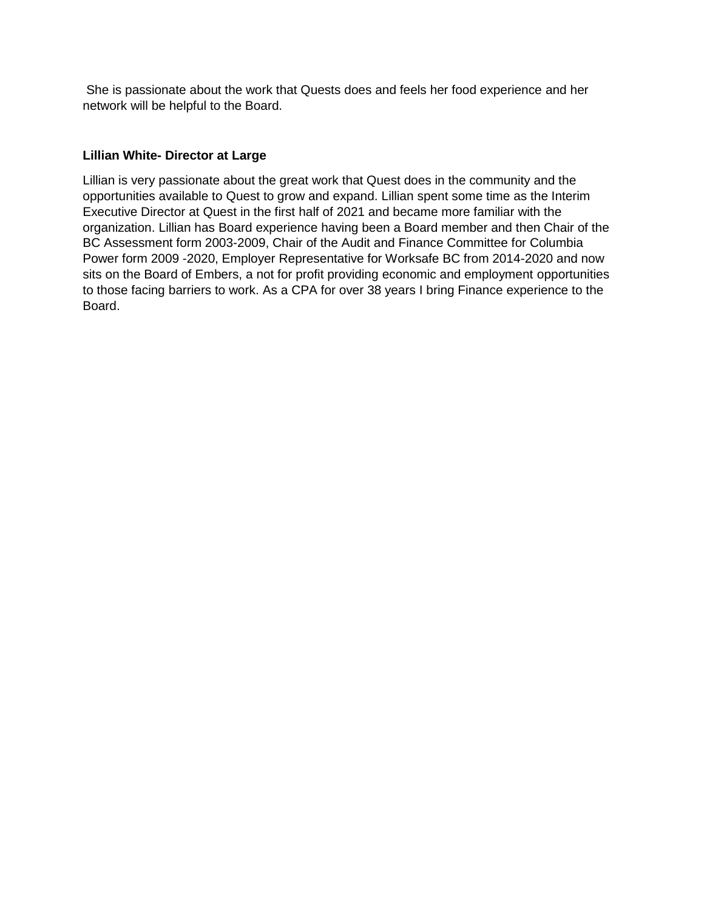She is passionate about the work that Quests does and feels her food experience and her network will be helpful to the Board.

**Lillian White- Director at Large**

Lillian is very passionate about the great work that Quest does in the community and the opportunities available to Quest to grow and expand. Lillian spent some time as the Interim Executive Director at Quest in the first half of 2021 and became more familiar with the organization. Lillian has Board experience having been a Board member and then Chair of the BC Assessment form 2003-2009, Chair of the Audit and Finance Committee for Columbia Power form 2009 -2020, Employer Representative for Worksafe BC from 2014-2020 and now sits on the Board of Embers, a not for profit providing economic and employment opportunities to those facing barriers to work. As a CPA for over 38 years I bring Finance experience to the Board.